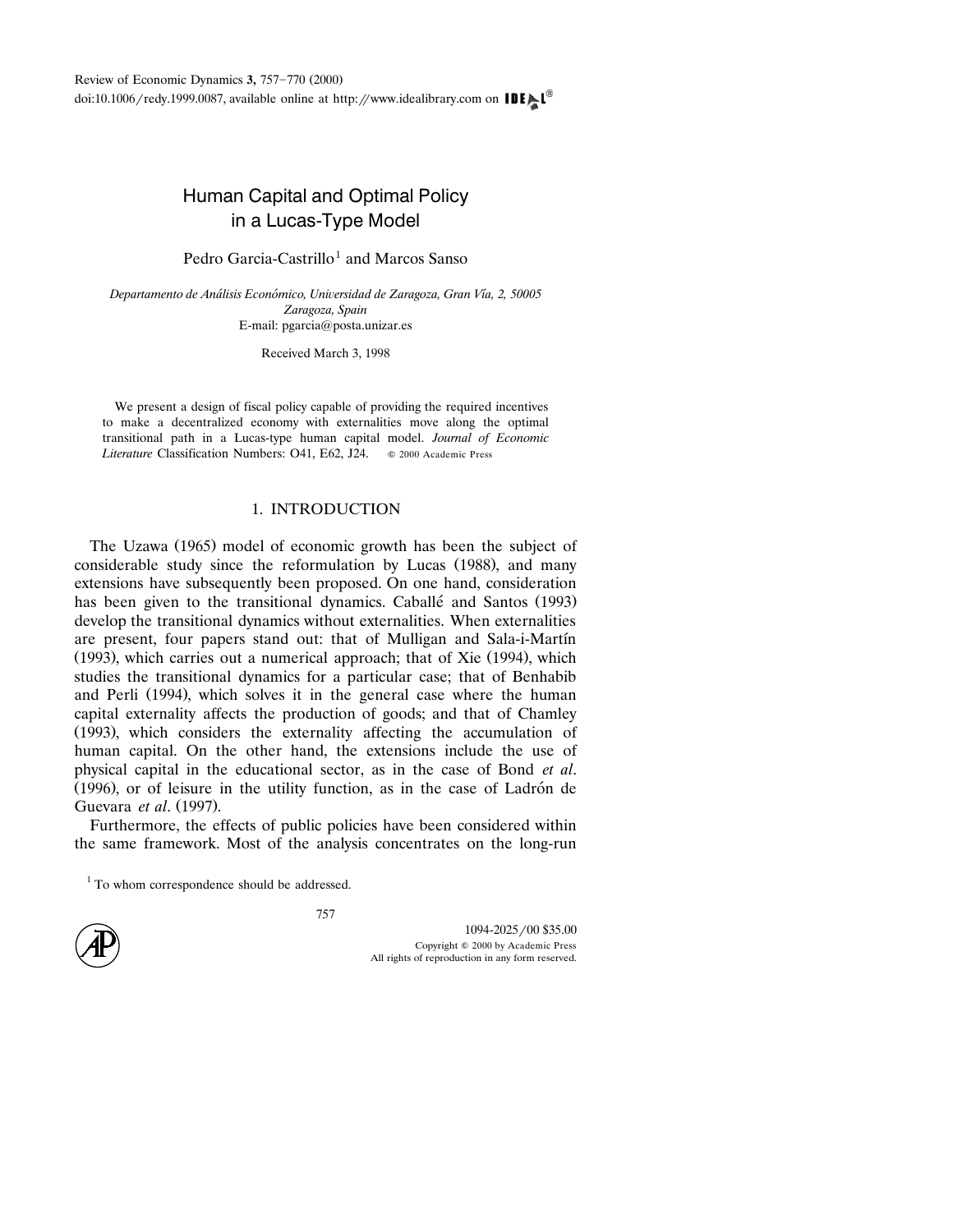# Human Capital and Optimal Policy in a Lucas-Type Model

Pedro Garcia-Castrillo[1] and Marcos Sanso

*Departamento de Análisis Económico, Universidad de Zaragoza, Gran Vía, 2, 50005 Zaragoza, Spain*
E-mail: pgarcia@posta.unizar.es

Received March 3, 1998

We present a design of fiscal policy capable of providing the required incentives to make a decentralized economy with externalities move along the optimal transitional path in a Lucas-type human capital model. *Journal of Economic Literature* Classification Numbers: O41, E62, J24. © 2000 Academic Press

## 1. INTRODUCTION

The Uzawa (1965) model of economic growth has been the subject of considerable study since the reformulation by Lucas (1988), and many extensions have subsequently been proposed. On one hand, consideration has been given to the transitional dynamics. Caballé and Santos (1993) develop the transitional dynamics without externalities. When externalities are present, four papers stand out: that of Mulligan and Sala-i-Martín (1993), which carries out a numerical approach; that of Xie (1994), which studies the transitional dynamics for a particular case; that of Benhabib and Perli (1994), which solves it in the general case where the human capital externality affects the production of goods; and that of Chamley (1993), which considers the externality affecting the accumulation of human capital. On the other hand, the extensions include the use of physical capital in the educational sector, as in the case of Bond *et al*. (1996), or of leisure in the utility function, as in the case of Ladrón de Guevara *et al*. (1997).

Furthermore, the effects of public policies have been considered within the same framework. Most of the analysis concentrates on the long-run

[1] To whom correspondence should be addressed.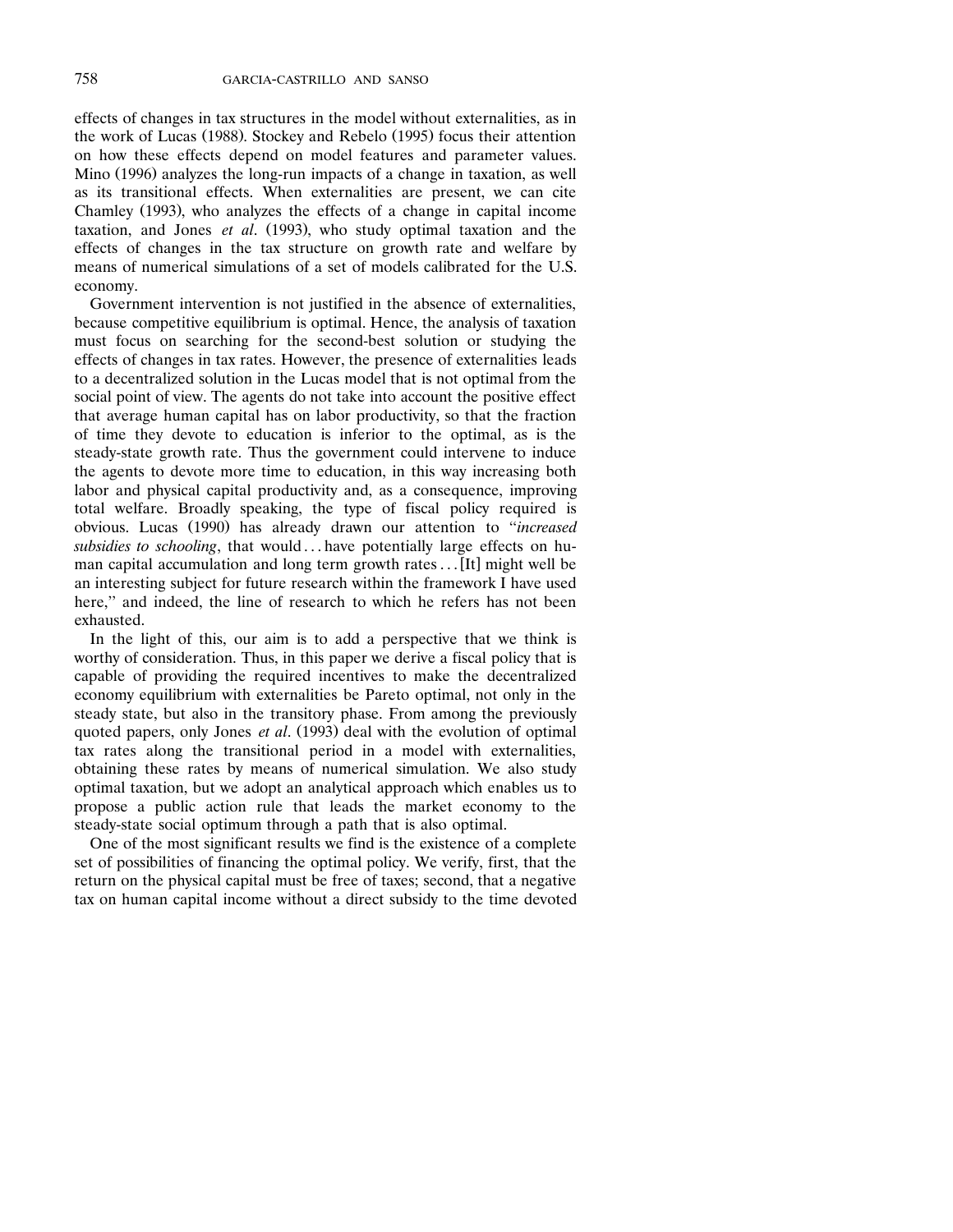effects of changes in tax structures in the model without externalities, as in the work of Lucas (1988). Stockey and Rebelo (1995) focus their attention on how these effects depend on model features and parameter values. Mino (1996) analyzes the long-run impacts of a change in taxation, as well as its transitional effects. When externalities are present, we can cite Chamley (1993), who analyzes the effects of a change in capital income taxation, and Jones *et al*. (1993), who study optimal taxation and the effects of changes in the tax structure on growth rate and welfare by means of numerical simulations of a set of models calibrated for the U.S. economy.

Government intervention is not justified in the absence of externalities, because competitive equilibrium is optimal. Hence, the analysis of taxation must focus on searching for the second-best solution or studying the effects of changes in tax rates. However, the presence of externalities leads to a decentralized solution in the Lucas model that is not optimal from the social point of view. The agents do not take into account the positive effect that average human capital has on labor productivity, so that the fraction of time they devote to education is inferior to the optimal, as is the steady-state growth rate. Thus the government could intervene to induce the agents to devote more time to education, in this way increasing both labor and physical capital productivity and, as a consequence, improving total welfare. Broadly speaking, the type of fiscal policy required is obvious. Lucas (1990) has already drawn our attention to "*increased subsidies to schooling*, that would . . . have potentially large effects on human capital accumulation and long term growth rates . . . [It] might well be an interesting subject for future research within the framework I have used here," and indeed, the line of research to which he refers has not been exhausted.

In the light of this, our aim is to add a perspective that we think is worthy of consideration. Thus, in this paper we derive a fiscal policy that is capable of providing the required incentives to make the decentralized economy equilibrium with externalities be Pareto optimal, not only in the steady state, but also in the transitory phase. From among the previously quoted papers, only Jones *et al*. (1993) deal with the evolution of optimal tax rates along the transitional period in a model with externalities, obtaining these rates by means of numerical simulation. We also study optimal taxation, but we adopt an analytical approach which enables us to propose a public action rule that leads the market economy to the steady-state social optimum through a path that is also optimal.

One of the most significant results we find is the existence of a complete set of possibilities of financing the optimal policy. We verify, first, that the return on the physical capital must be free of taxes; second, that a negative tax on human capital income without a direct subsidy to the time devoted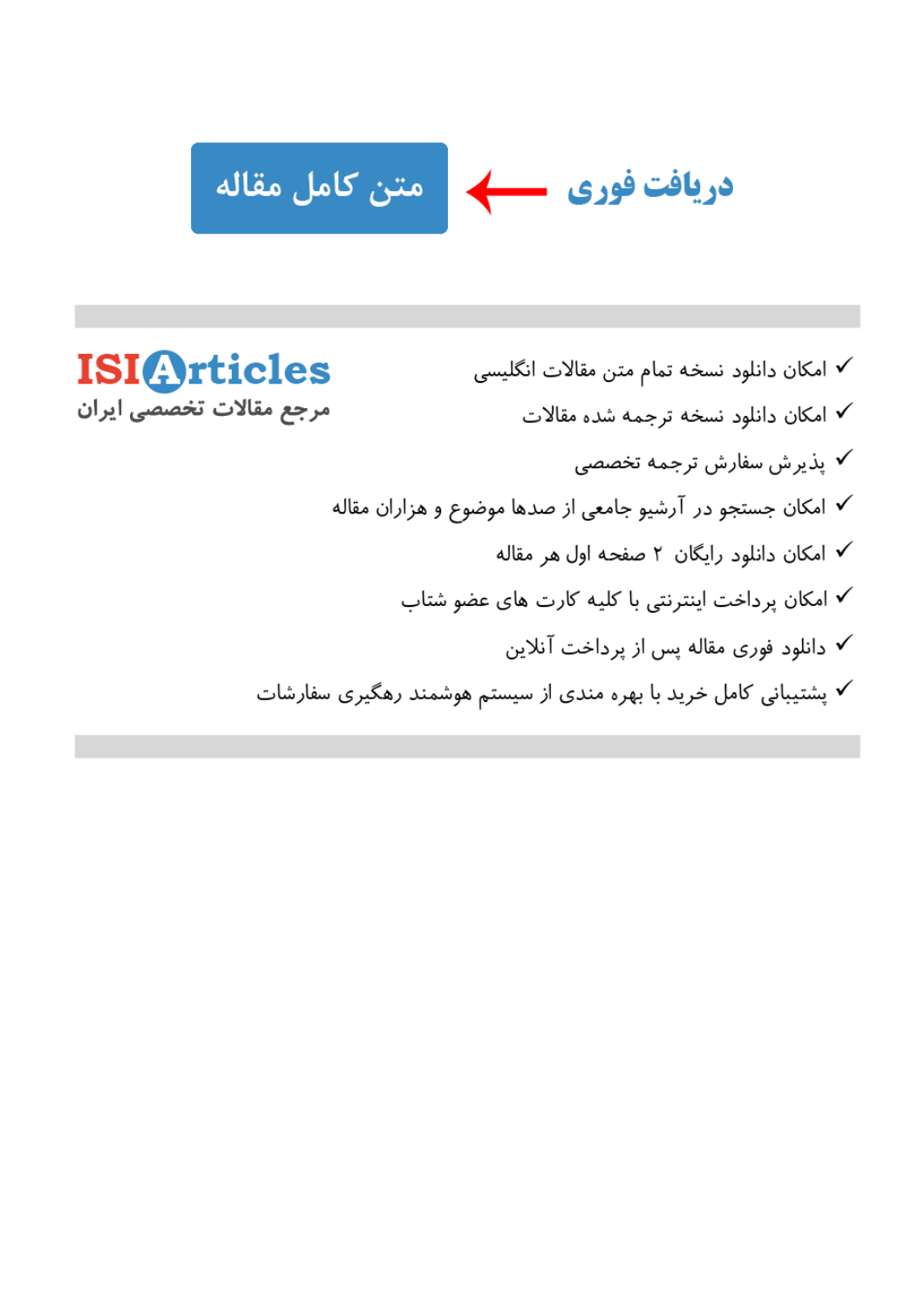دریافت فوری ← **متن کامل مقاله**

**ISIArticles**
مرجع مقالات تخصصی ایران

- ✓ امکان دانلود نسخه تمام متن مقالات انگلیسی
- ✓ امکان دانلود نسخه ترجمه شده مقالات
- ✓ پذیرش سفارش ترجمه تخصصی
- ✓ امکان جستجو در آرشیو جامعی از صدها موضوع و هزاران مقاله
- ✓ امکان دانلود رایگان ۲ صفحه اول هر مقاله
- ✓ امکان پرداخت اینترنتی با کلیه کارت های عضو شتاب
- ✓ دانلود فوری مقاله پس از پرداخت آنلاین
- ✓ پشتیبانی کامل خرید با بهره مندی از سیستم هوشمند رهگیری سفارشات